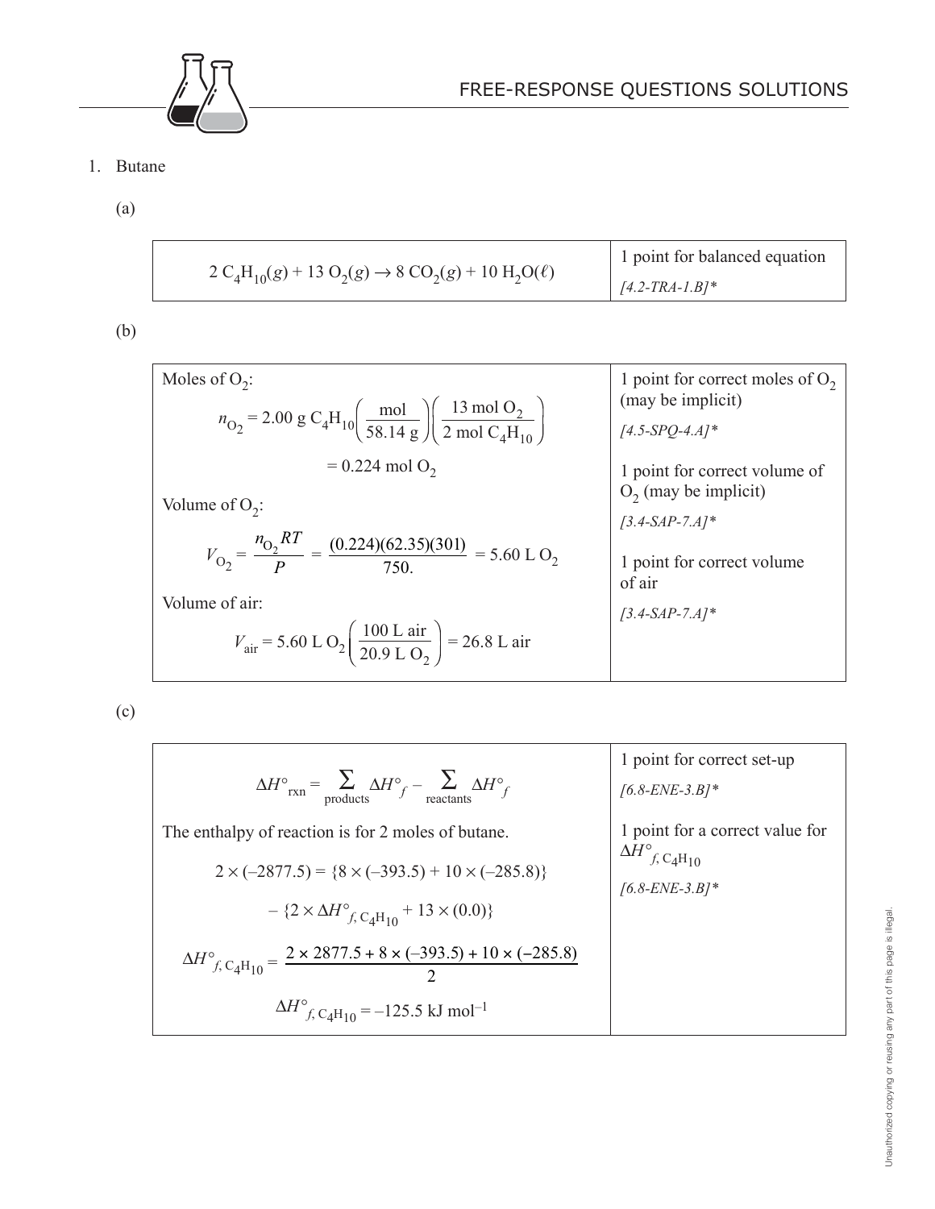# FREE-RESPONSE QUESTIONS SOLUTIONS

1. Butane

(a)

| | |
|---|---|
| $2\ C_4H_{10}(g) + 13\ O_2(g) \rightarrow 8\ CO_2(g) + 10\ H_2O(\ell)$ | 1 point for balanced equation *[4.2-TRA-1.B]** |

(b)

| | |
|---|---|
| Moles of $O_2$: $$n_{O_2} = 2.00 \text{ g } C_4H_{10}\left(\frac{\text{mol}}{58.14 \text{ g}}\right)\left(\frac{13 \text{ mol } O_2}{2 \text{ mol } C_4H_{10}}\right)$$ $$= 0.224 \text{ mol } O_2$$ Volume of $O_2$: $$V_{O_2} = \frac{n_{O_2}RT}{P} = \frac{(0.224)(62.35)(301)}{750.} = 5.60 \text{ L } O_2$$ Volume of air: $$V_{\text{air}} = 5.60 \text{ L } O_2\left(\frac{100 \text{ L air}}{20.9 \text{ L } O_2}\right) = 26.8 \text{ L air}$$ | 1 point for correct moles of $O_2$ (may be implicit) *[4.5-SPQ-4.A]** <br><br> 1 point for correct volume of $O_2$ (may be implicit) *[3.4-SAP-7.A]** <br><br> 1 point for correct volume of air *[3.4-SAP-7.A]** |

(c)

| | |
|---|---|
| $$\Delta H^\circ_{\text{rxn}} = \sum_{\text{products}} \Delta H^\circ_f - \sum_{\text{reactants}} \Delta H^\circ_f$$ The enthalpy of reaction is for 2 moles of butane. $$2 \times (-2877.5) = \{8 \times (-393.5) + 10 \times (-285.8)\}$$ $$- \{2 \times \Delta H^\circ_{f,\, C_4H_{10}} + 13 \times (0.0)\}$$ $$\Delta H^\circ_{f,\, C_4H_{10}} = \frac{2 \times 2877.5 + 8 \times (-393.5) + 10 \times (-285.8)}{2}$$ $$\Delta H^\circ_{f,\, C_4H_{10}} = -125.5 \text{ kJ mol}^{-1}$$ | 1 point for correct set-up *[6.8-ENE-3.B]** <br><br> 1 point for a correct value for $\Delta H^\circ_{f,\, C_4H_{10}}$ *[6.8-ENE-3.B]** |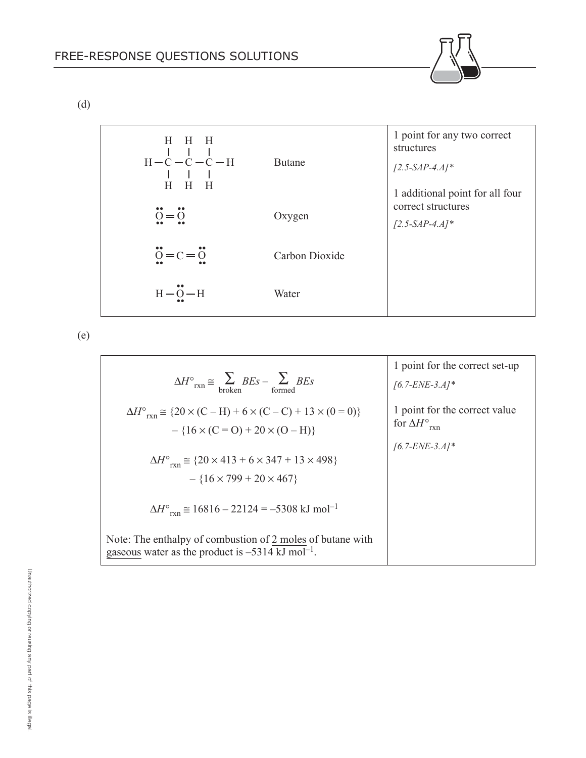(d)

| | | |
|---|---|---|
| $$\begin{array}{c} \quad H \quad H \quad H \\ \quad | \quad\;\; | \quad\;\; | \\ H-C-C-C-H \\ \quad | \quad\;\; | \quad\;\; | \\ \quad H \quad H \quad H \end{array}$$ | Butane | 1 point for any two correct structures *[2.5-SAP-4.A]** 1 additional point for all four correct structures *[2.5-SAP-4.A]** |
| $\ddot{\underset{\cdot\cdot}{O}}=\ddot{\underset{\cdot\cdot}{O}}$ | Oxygen | |
| $\ddot{\underset{\cdot\cdot}{O}}=C=\ddot{\underset{\cdot\cdot}{O}}$ | Carbon Dioxide | |
| $H-\ddot{\underset{\cdot\cdot}{O}}-H$ | Water | |

(e)

| | |
|---|---|
| $$\Delta H^\circ_{rxn} \cong \sum_{broken} BEs - \sum_{formed} BEs$$ $$\Delta H^\circ_{rxn} \cong \{20 \times (C-H) + 6 \times (C-C) + 13 \times (0=0)\} - \{16 \times (C=O) + 20 \times (O-H)\}$$ $$\Delta H^\circ_{rxn} \cong \{20 \times 413 + 6 \times 347 + 13 \times 498\} - \{16 \times 799 + 20 \times 467\}$$ $$\Delta H^\circ_{rxn} \cong 16816 - 22124 = -5308 \text{ kJ mol}^{-1}$$ Note: The enthalpy of combustion of 2 moles of butane with gaseous water as the product is $-5314$ kJ mol$^{-1}$. | 1 point for the correct set-up *[6.7-ENE-3.A]** 1 point for the correct value for $\Delta H^\circ_{rxn}$ *[6.7-ENE-3.A]** |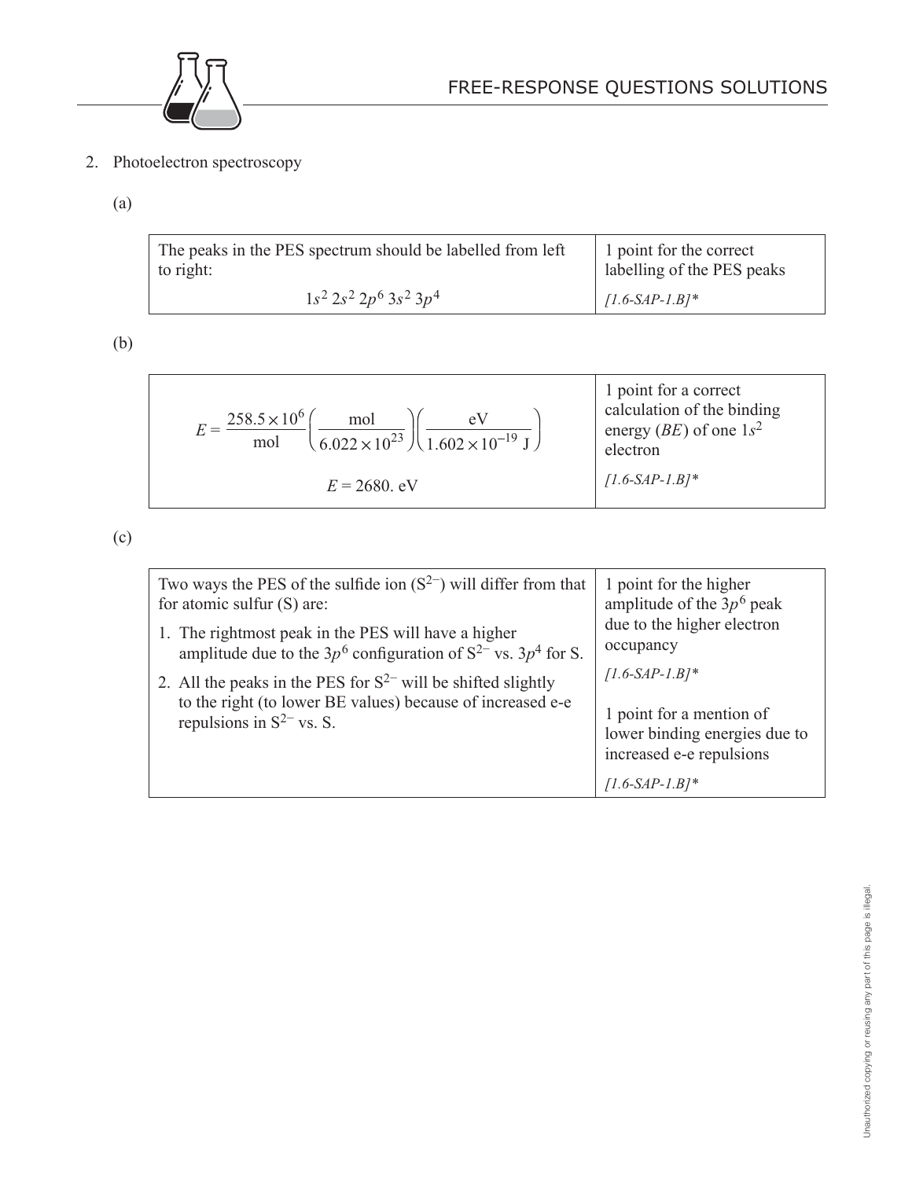2. Photoelectron spectroscopy

(a)

| | |
|---|---|
| The peaks in the PES spectrum should be labelled from left to right: $1s^2\ 2s^2\ 2p^6\ 3s^2\ 3p^4$ | 1 point for the correct labelling of the PES peaks *[1.6-SAP-1.B]** |

(b)

| | |
|---|---|
| $E = \frac{258.5 \times 10^6}{\text{mol}} \left( \frac{\text{mol}}{6.022 \times 10^{23}} \right) \left( \frac{\text{eV}}{1.602 \times 10^{-19}\ \text{J}} \right)$ <br> $E = 2680.\ \text{eV}$ | 1 point for a correct calculation of the binding energy (*BE*) of one $1s^2$ electron *[1.6-SAP-1.B]** |

(c)

| | |
|---|---|
| Two ways the PES of the sulfide ion ($S^{2-}$) will differ from that for atomic sulfur (S) are: <br> 1. The rightmost peak in the PES will have a higher amplitude due to the $3p^6$ configuration of $S^{2-}$ vs. $3p^4$ for S. <br> 2. All the peaks in the PES for $S^{2-}$ will be shifted slightly to the right (to lower BE values) because of increased e-e repulsions in $S^{2-}$ vs. S. | 1 point for the higher amplitude of the $3p^6$ peak due to the higher electron occupancy *[1.6-SAP-1.B]** <br> 1 point for a mention of lower binding energies due to increased e-e repulsions *[1.6-SAP-1.B]** |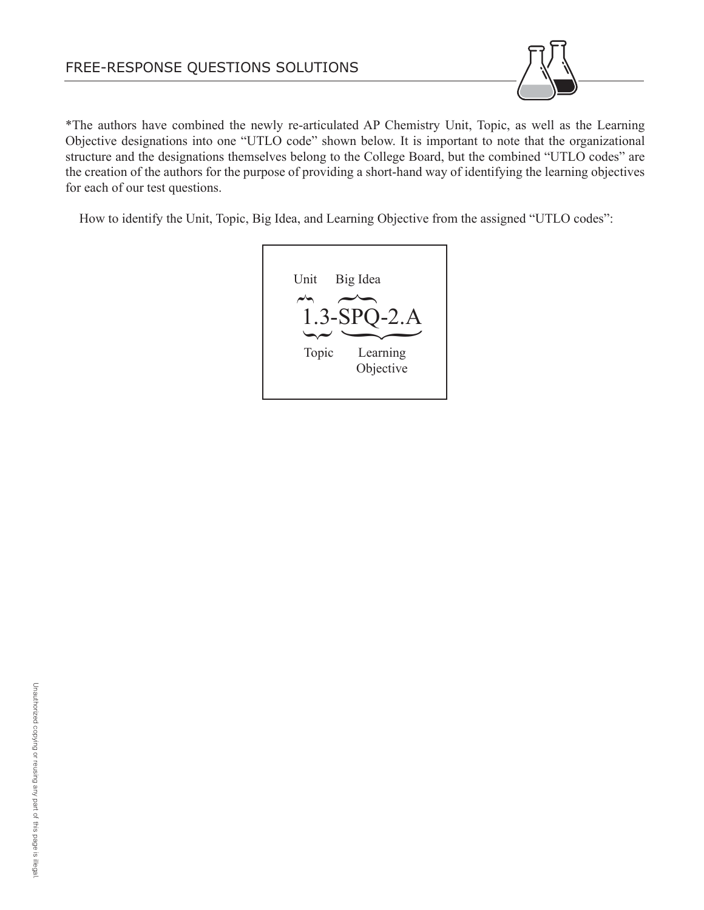*The authors have combined the newly re-articulated AP Chemistry Unit, Topic, as well as the Learning Objective designations into one "UTLO code" shown below. It is important to note that the organizational structure and the designations themselves belong to the College Board, but the combined "UTLO codes" are the creation of the authors for the purpose of providing a short-hand way of identifying the learning objectives for each of our test questions.

How to identify the Unit, Topic, Big Idea, and Learning Objective from the assigned "UTLO codes":

Unit

Big Idea

1.3-SPQ-2.A

Topic

Learning Objective